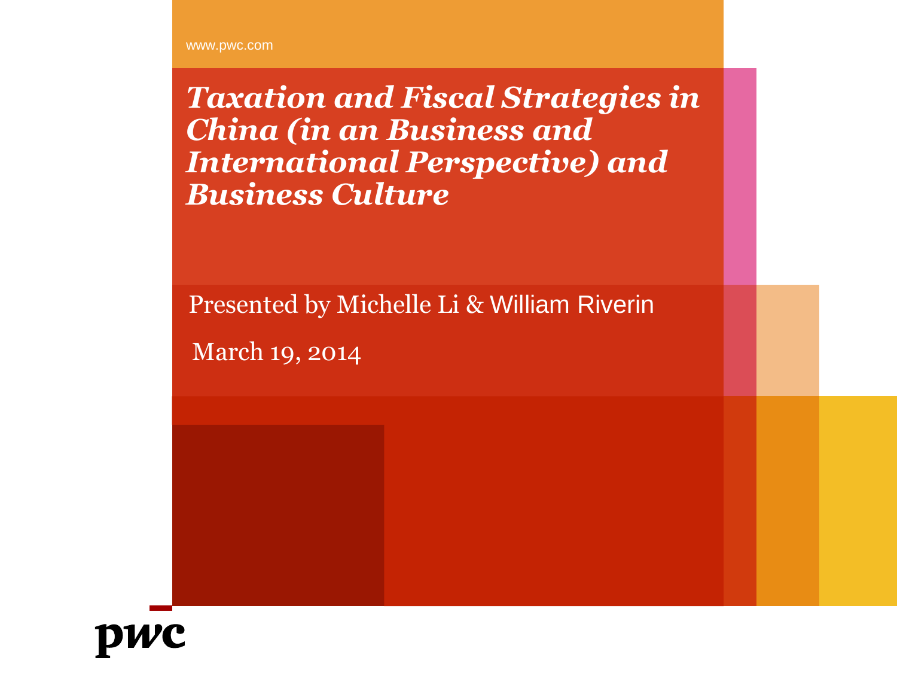www.pwc.com

# *Taxation and Fiscal Strategies in China (in an Business and International Perspective) and Business Culture*

Presented by Michelle Li & William Riverin

March 19, 2014

pwc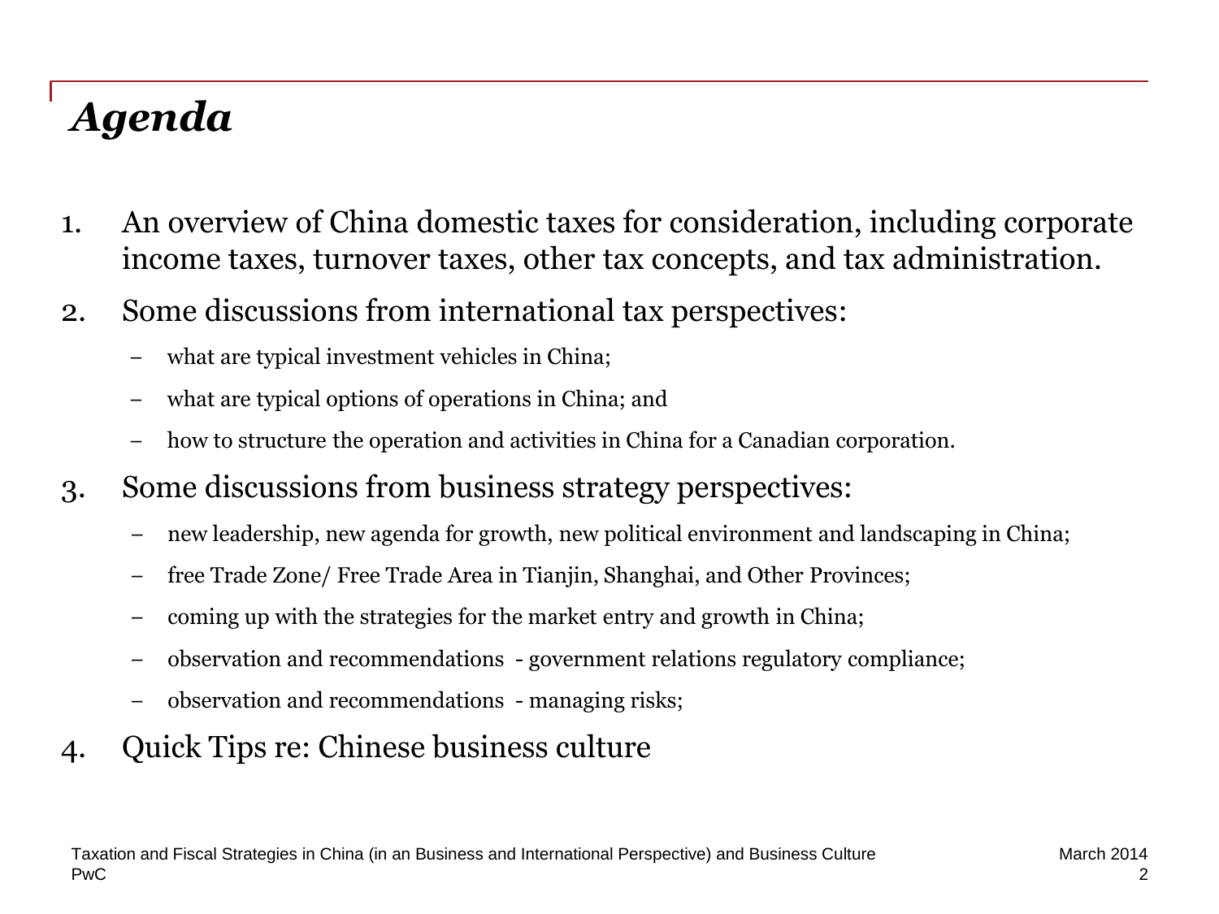# *Agenda*

1. An overview of China domestic taxes for consideration, including corporate income taxes, turnover taxes, other tax concepts, and tax administration.
2. Some discussions from international tax perspectives:
   - what are typical investment vehicles in China;
   - what are typical options of operations in China; and
   - how to structure the operation and activities in China for a Canadian corporation.
3. Some discussions from business strategy perspectives:
   - new leadership, new agenda for growth, new political environment and landscaping in China;
   - free Trade Zone/ Free Trade Area in Tianjin, Shanghai, and Other Provinces;
   - coming up with the strategies for the market entry and growth in China;
   - observation and recommendations - government relations regulatory compliance;
   - observation and recommendations - managing risks;
4. Quick Tips re: Chinese business culture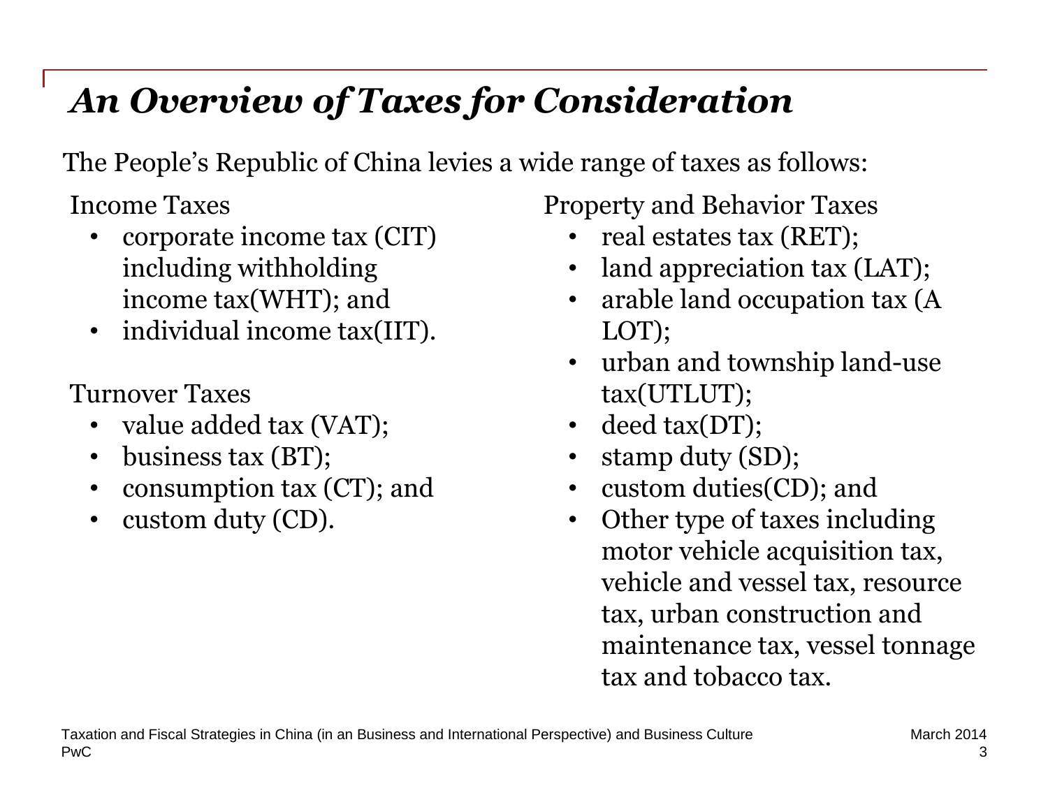# *An Overview of Taxes for Consideration*

The People's Republic of China levies a wide range of taxes as follows:

Income Taxes

- corporate income tax (CIT) including withholding income tax(WHT); and
- individual income tax(IIT).

Turnover Taxes

- value added tax (VAT);
- business tax (BT);
- consumption tax (CT); and
- custom duty (CD).

Property and Behavior Taxes

- real estates tax (RET);
- land appreciation tax (LAT);
- arable land occupation tax (A LOT);
- urban and township land-use tax(UTLUT);
- deed tax(DT);
- stamp duty (SD);
- custom duties(CD); and
- Other type of taxes including motor vehicle acquisition tax, vehicle and vessel tax, resource tax, urban construction and maintenance tax, vessel tonnage tax and tobacco tax.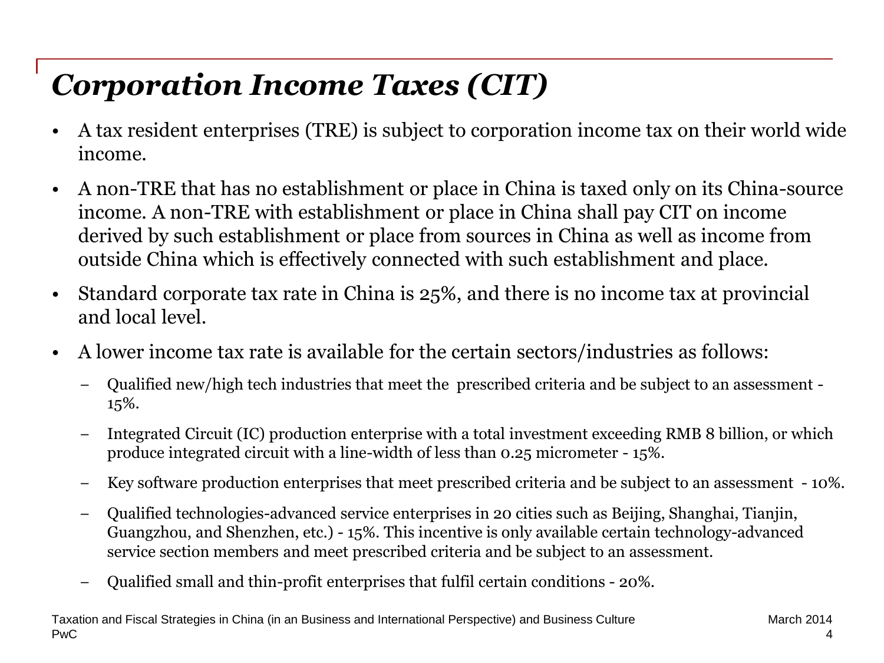# *Corporation Income Taxes (CIT)*

- A tax resident enterprises (TRE) is subject to corporation income tax on their world wide income.
- A non-TRE that has no establishment or place in China is taxed only on its China-source income. A non-TRE with establishment or place in China shall pay CIT on income derived by such establishment or place from sources in China as well as income from outside China which is effectively connected with such establishment and place.
- Standard corporate tax rate in China is 25%, and there is no income tax at provincial and local level.
- A lower income tax rate is available for the certain sectors/industries as follows:
  - Qualified new/high tech industries that meet the prescribed criteria and be subject to an assessment - 15%.
  - Integrated Circuit (IC) production enterprise with a total investment exceeding RMB 8 billion, or which produce integrated circuit with a line-width of less than 0.25 micrometer - 15%.
  - Key software production enterprises that meet prescribed criteria and be subject to an assessment - 10%.
  - Qualified technologies-advanced service enterprises in 20 cities such as Beijing, Shanghai, Tianjin, Guangzhou, and Shenzhen, etc.) - 15%. This incentive is only available certain technology-advanced service section members and meet prescribed criteria and be subject to an assessment.
  - Qualified small and thin-profit enterprises that fulfil certain conditions - 20%.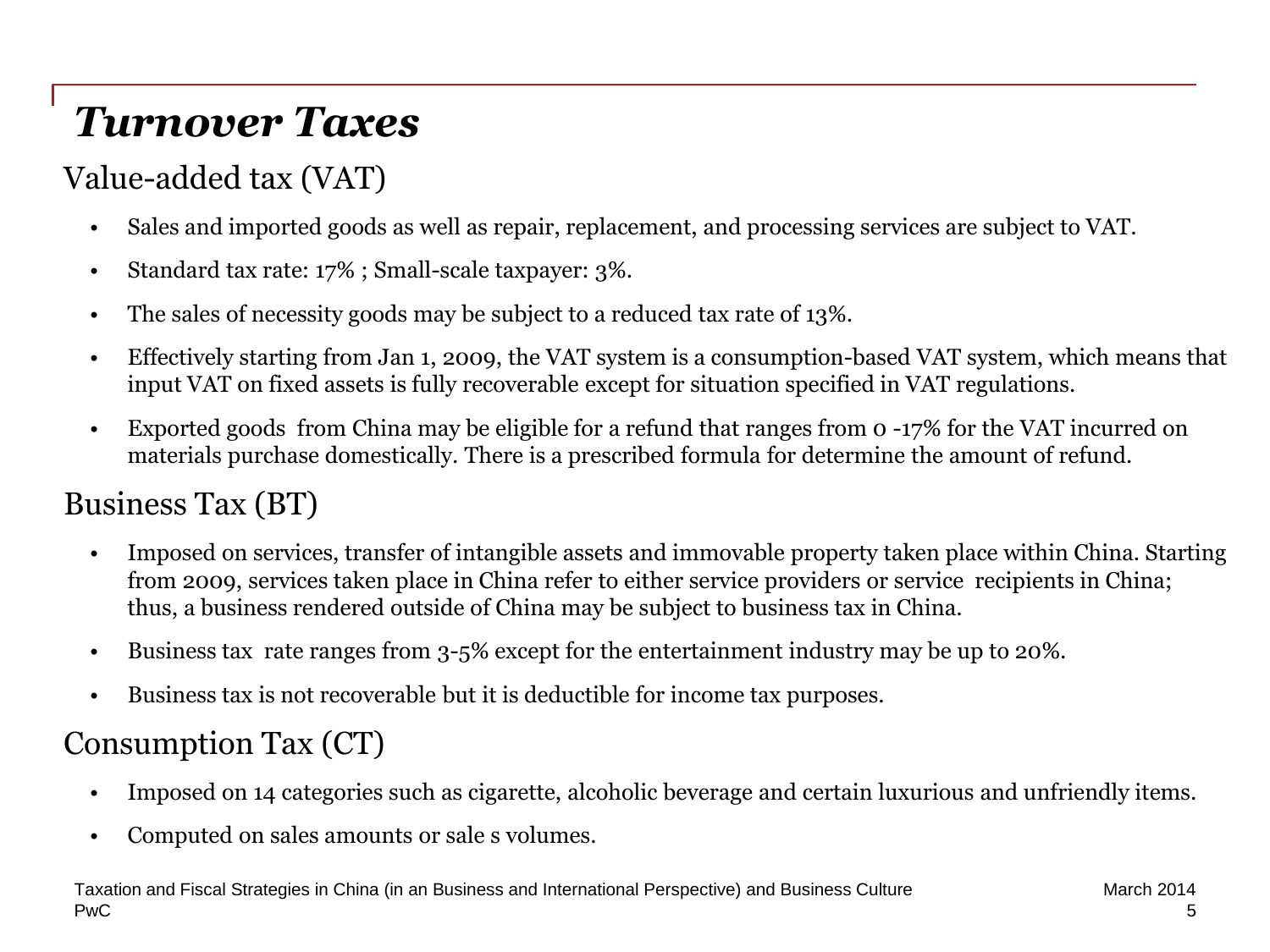# *Turnover Taxes*

## Value-added tax (VAT)

- Sales and imported goods as well as repair, replacement, and processing services are subject to VAT.
- Standard tax rate: 17% ; Small-scale taxpayer: 3%.
- The sales of necessity goods may be subject to a reduced tax rate of 13%.
- Effectively starting from Jan 1, 2009, the VAT system is a consumption-based VAT system, which means that input VAT on fixed assets is fully recoverable except for situation specified in VAT regulations.
- Exported goods from China may be eligible for a refund that ranges from 0 -17% for the VAT incurred on materials purchase domestically. There is a prescribed formula for determine the amount of refund.

## Business Tax (BT)

- Imposed on services, transfer of intangible assets and immovable property taken place within China. Starting from 2009, services taken place in China refer to either service providers or service recipients in China; thus, a business rendered outside of China may be subject to business tax in China.
- Business tax rate ranges from 3-5% except for the entertainment industry may be up to 20%.
- Business tax is not recoverable but it is deductible for income tax purposes.

## Consumption Tax (CT)

- Imposed on 14 categories such as cigarette, alcoholic beverage and certain luxurious and unfriendly items.
- Computed on sales amounts or sale s volumes.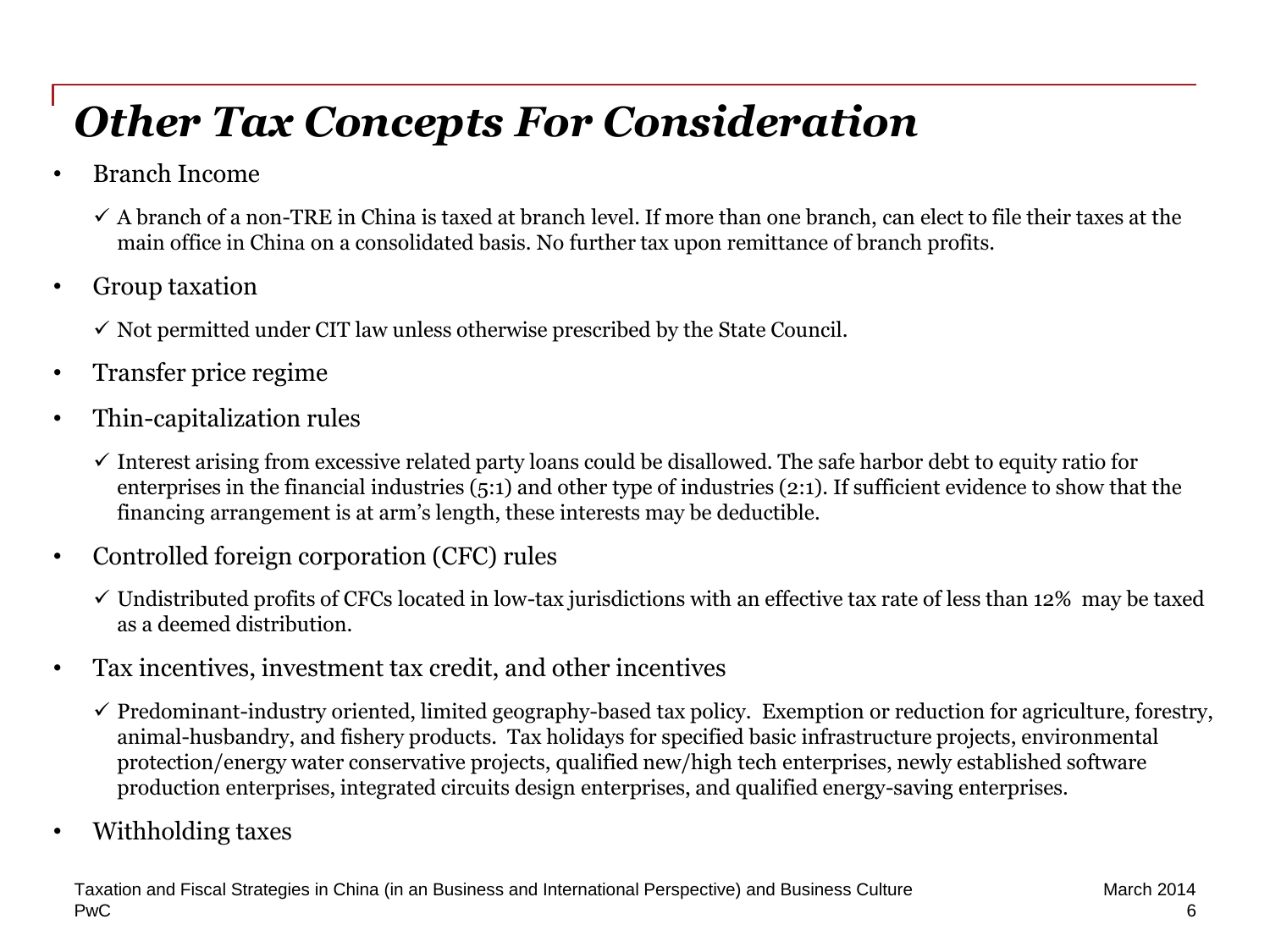# *Other Tax Concepts For Consideration*

- Branch Income
  - ✓ A branch of a non-TRE in China is taxed at branch level. If more than one branch, can elect to file their taxes at the main office in China on a consolidated basis. No further tax upon remittance of branch profits.
- Group taxation
  - ✓ Not permitted under CIT law unless otherwise prescribed by the State Council.
- Transfer price regime
- Thin-capitalization rules
  - ✓ Interest arising from excessive related party loans could be disallowed. The safe harbor debt to equity ratio for enterprises in the financial industries (5:1) and other type of industries (2:1). If sufficient evidence to show that the financing arrangement is at arm's length, these interests may be deductible.
- Controlled foreign corporation (CFC) rules
  - ✓ Undistributed profits of CFCs located in low-tax jurisdictions with an effective tax rate of less than 12% may be taxed as a deemed distribution.
- Tax incentives, investment tax credit, and other incentives
  - ✓ Predominant-industry oriented, limited geography-based tax policy. Exemption or reduction for agriculture, forestry, animal-husbandry, and fishery products. Tax holidays for specified basic infrastructure projects, environmental protection/energy water conservative projects, qualified new/high tech enterprises, newly established software production enterprises, integrated circuits design enterprises, and qualified energy-saving enterprises.
- Withholding taxes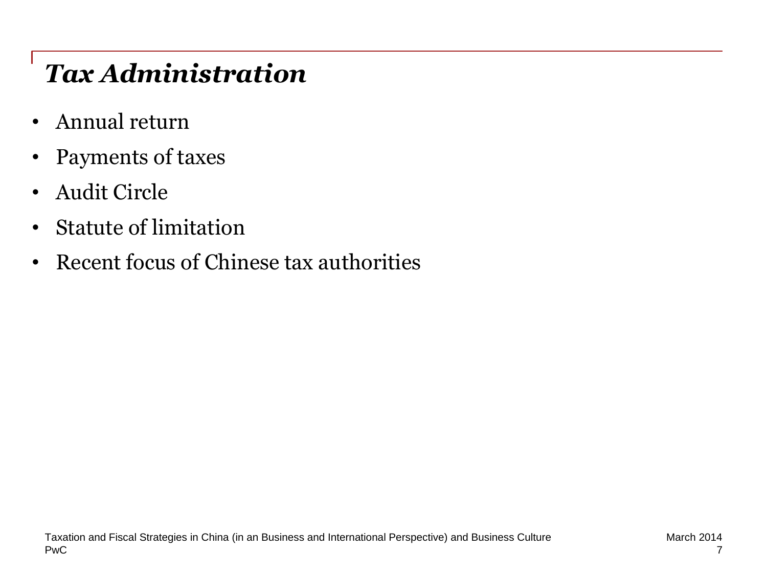# *Tax Administration*

- Annual return
- Payments of taxes
- Audit Circle
- Statute of limitation
- Recent focus of Chinese tax authorities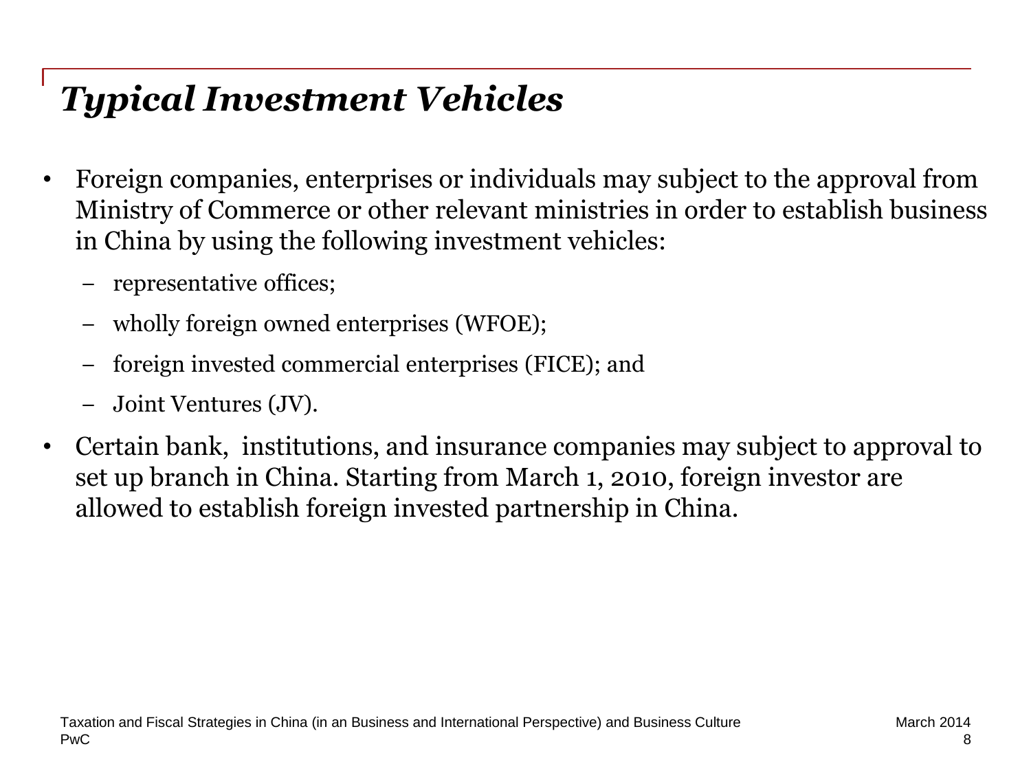# *Typical Investment Vehicles*

- Foreign companies, enterprises or individuals may subject to the approval from Ministry of Commerce or other relevant ministries in order to establish business in China by using the following investment vehicles:
  - representative offices;
  - wholly foreign owned enterprises (WFOE);
  - foreign invested commercial enterprises (FICE); and
  - Joint Ventures (JV).
- Certain bank,  institutions, and insurance companies may subject to approval to set up branch in China. Starting from March 1, 2010, foreign investor are allowed to establish foreign invested partnership in China.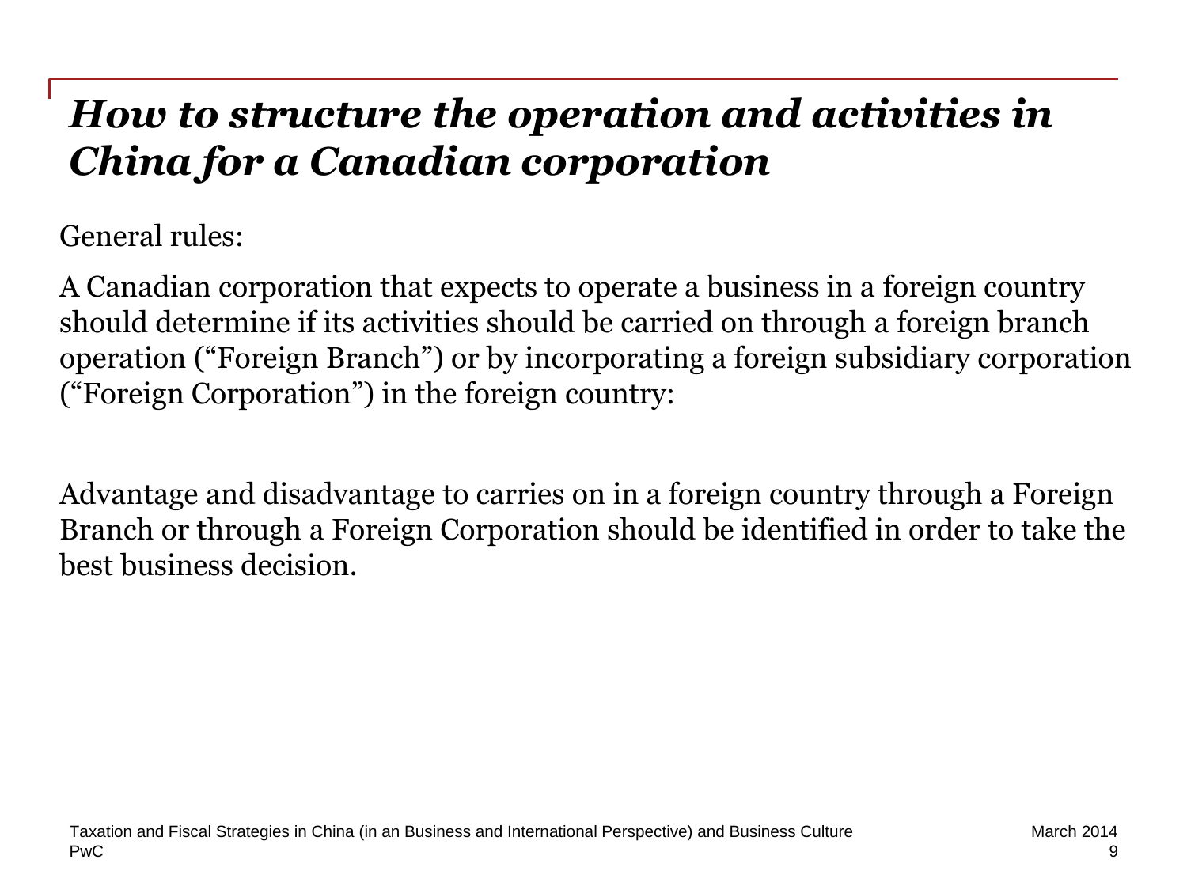# *How to structure the operation and activities in China for a Canadian corporation*

General rules:

A Canadian corporation that expects to operate a business in a foreign country should determine if its activities should be carried on through a foreign branch operation ("Foreign Branch") or by incorporating a foreign subsidiary corporation ("Foreign Corporation") in the foreign country:

Advantage and disadvantage to carries on in a foreign country through a Foreign Branch or through a Foreign Corporation should be identified in order to take the best business decision.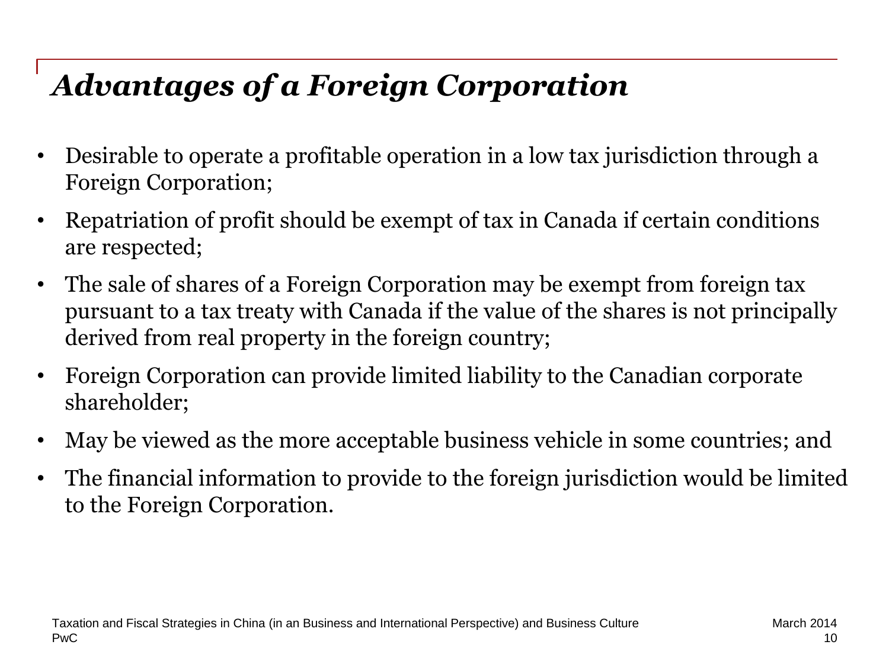# *Advantages of a Foreign Corporation*

- Desirable to operate a profitable operation in a low tax jurisdiction through a Foreign Corporation;
- Repatriation of profit should be exempt of tax in Canada if certain conditions are respected;
- The sale of shares of a Foreign Corporation may be exempt from foreign tax pursuant to a tax treaty with Canada if the value of the shares is not principally derived from real property in the foreign country;
- Foreign Corporation can provide limited liability to the Canadian corporate shareholder;
- May be viewed as the more acceptable business vehicle in some countries; and
- The financial information to provide to the foreign jurisdiction would be limited to the Foreign Corporation.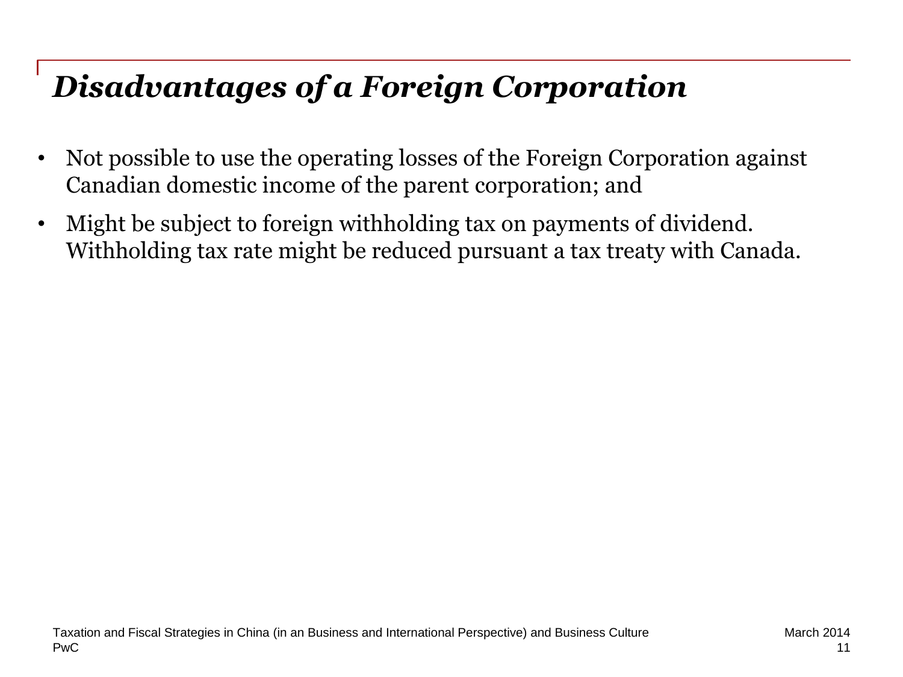# *Disadvantages of a Foreign Corporation*

- Not possible to use the operating losses of the Foreign Corporation against Canadian domestic income of the parent corporation; and
- Might be subject to foreign withholding tax on payments of dividend. Withholding tax rate might be reduced pursuant a tax treaty with Canada.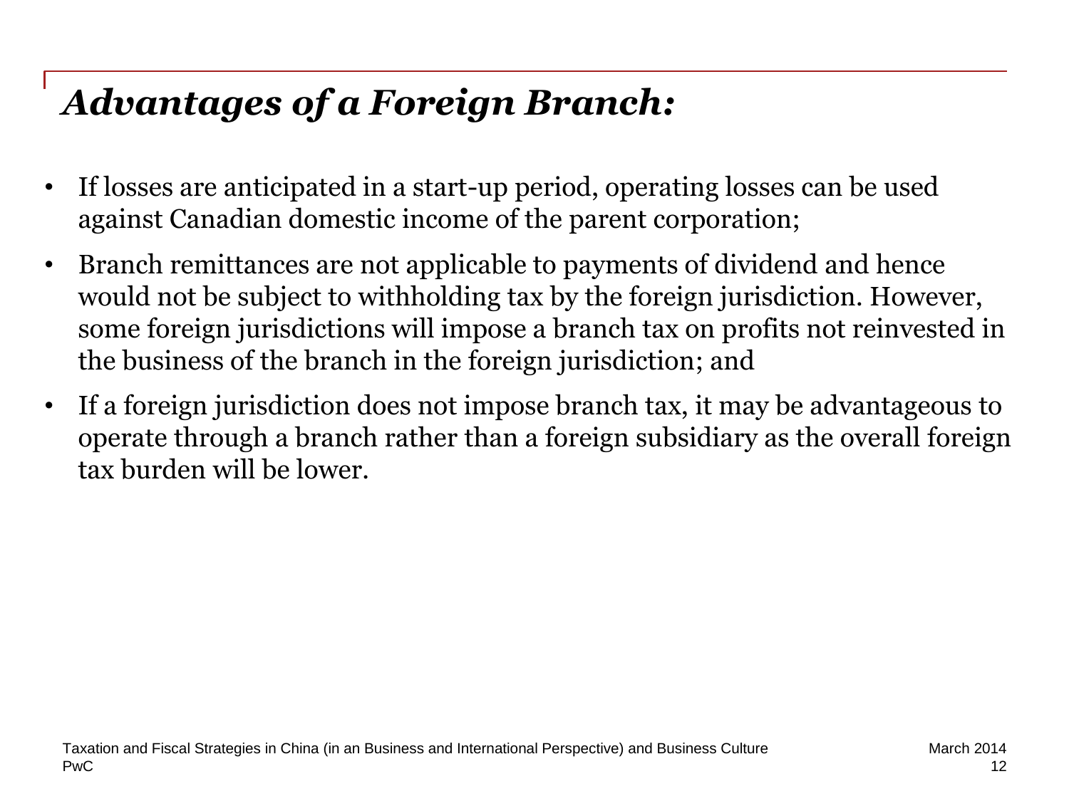## *Advantages of a Foreign Branch:*

- If losses are anticipated in a start-up period, operating losses can be used against Canadian domestic income of the parent corporation;
- Branch remittances are not applicable to payments of dividend and hence would not be subject to withholding tax by the foreign jurisdiction. However, some foreign jurisdictions will impose a branch tax on profits not reinvested in the business of the branch in the foreign jurisdiction; and
- If a foreign jurisdiction does not impose branch tax, it may be advantageous to operate through a branch rather than a foreign subsidiary as the overall foreign tax burden will be lower.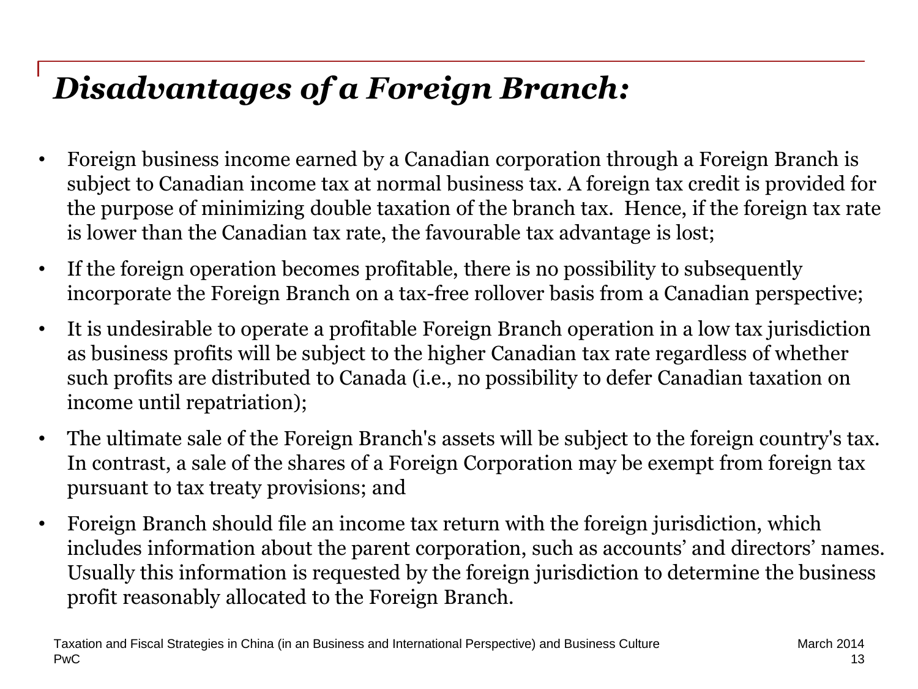# *Disadvantages of a Foreign Branch:*

- Foreign business income earned by a Canadian corporation through a Foreign Branch is subject to Canadian income tax at normal business tax. A foreign tax credit is provided for the purpose of minimizing double taxation of the branch tax. Hence, if the foreign tax rate is lower than the Canadian tax rate, the favourable tax advantage is lost;
- If the foreign operation becomes profitable, there is no possibility to subsequently incorporate the Foreign Branch on a tax-free rollover basis from a Canadian perspective;
- It is undesirable to operate a profitable Foreign Branch operation in a low tax jurisdiction as business profits will be subject to the higher Canadian tax rate regardless of whether such profits are distributed to Canada (i.e., no possibility to defer Canadian taxation on income until repatriation);
- The ultimate sale of the Foreign Branch's assets will be subject to the foreign country's tax. In contrast, a sale of the shares of a Foreign Corporation may be exempt from foreign tax pursuant to tax treaty provisions; and
- Foreign Branch should file an income tax return with the foreign jurisdiction, which includes information about the parent corporation, such as accounts' and directors' names. Usually this information is requested by the foreign jurisdiction to determine the business profit reasonably allocated to the Foreign Branch.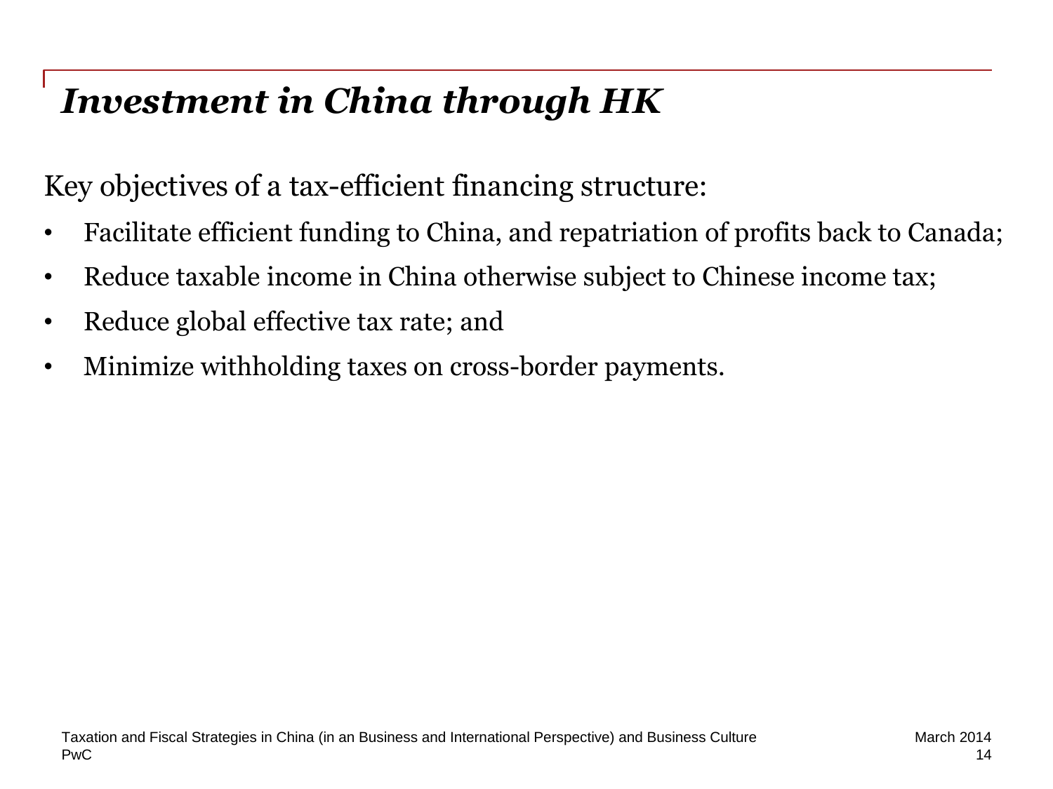# *Investment in China through HK*

Key objectives of a tax-efficient financing structure:

- Facilitate efficient funding to China, and repatriation of profits back to Canada;
- Reduce taxable income in China otherwise subject to Chinese income tax;
- Reduce global effective tax rate; and
- Minimize withholding taxes on cross-border payments.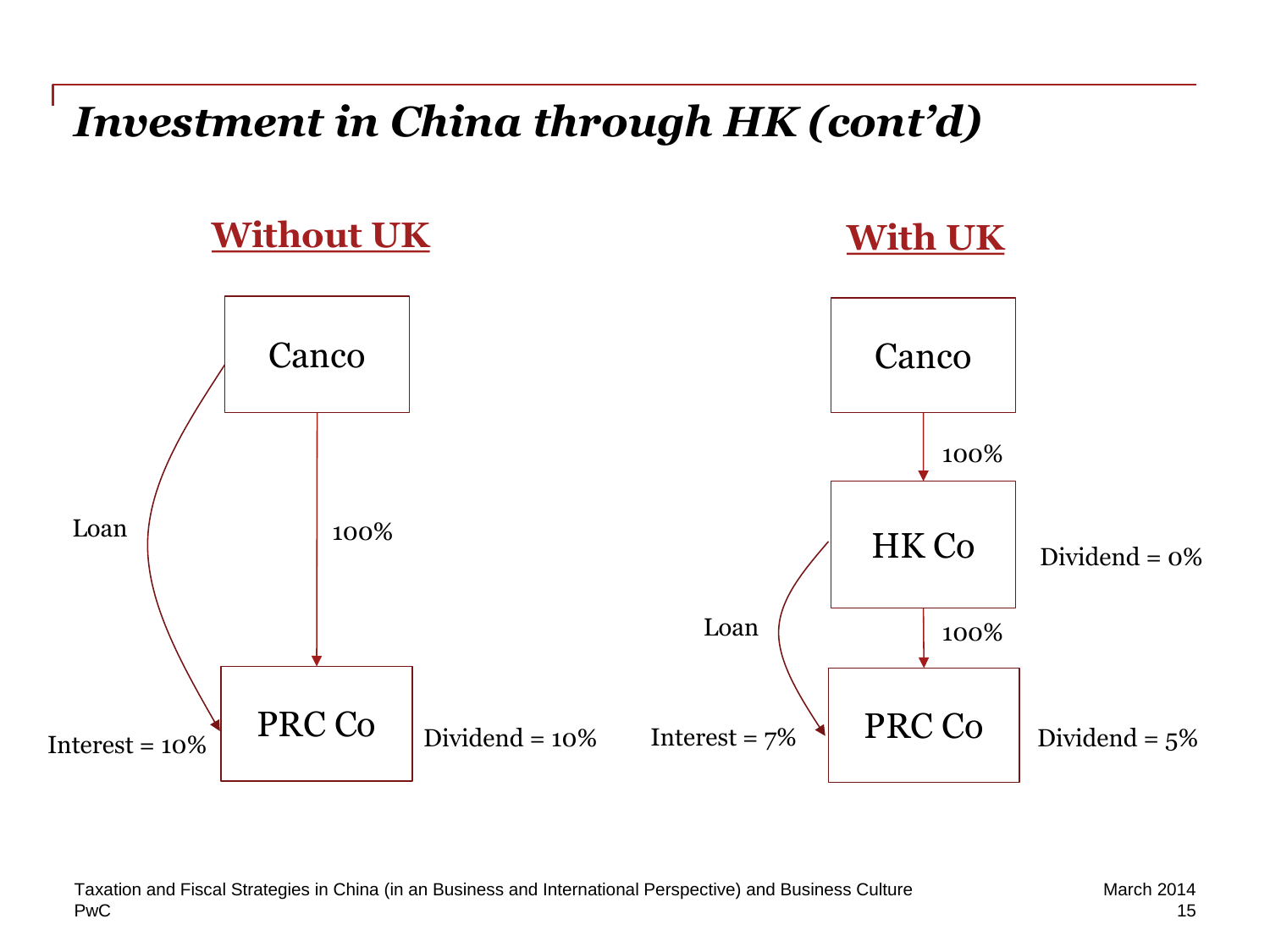# *Investment in China through HK (cont'd)*

## Without UK

Canco

Loan

100%

PRC Co

Interest = 10%

Dividend = 10%

## With UK

Canco

100%

HK Co

Dividend = 0%

Loan

100%

PRC Co

Interest = 7%

Dividend = 5%

Taxation and Fiscal Strategies in China (in an Business and International Perspective) and Business Culture
PwC

March 2014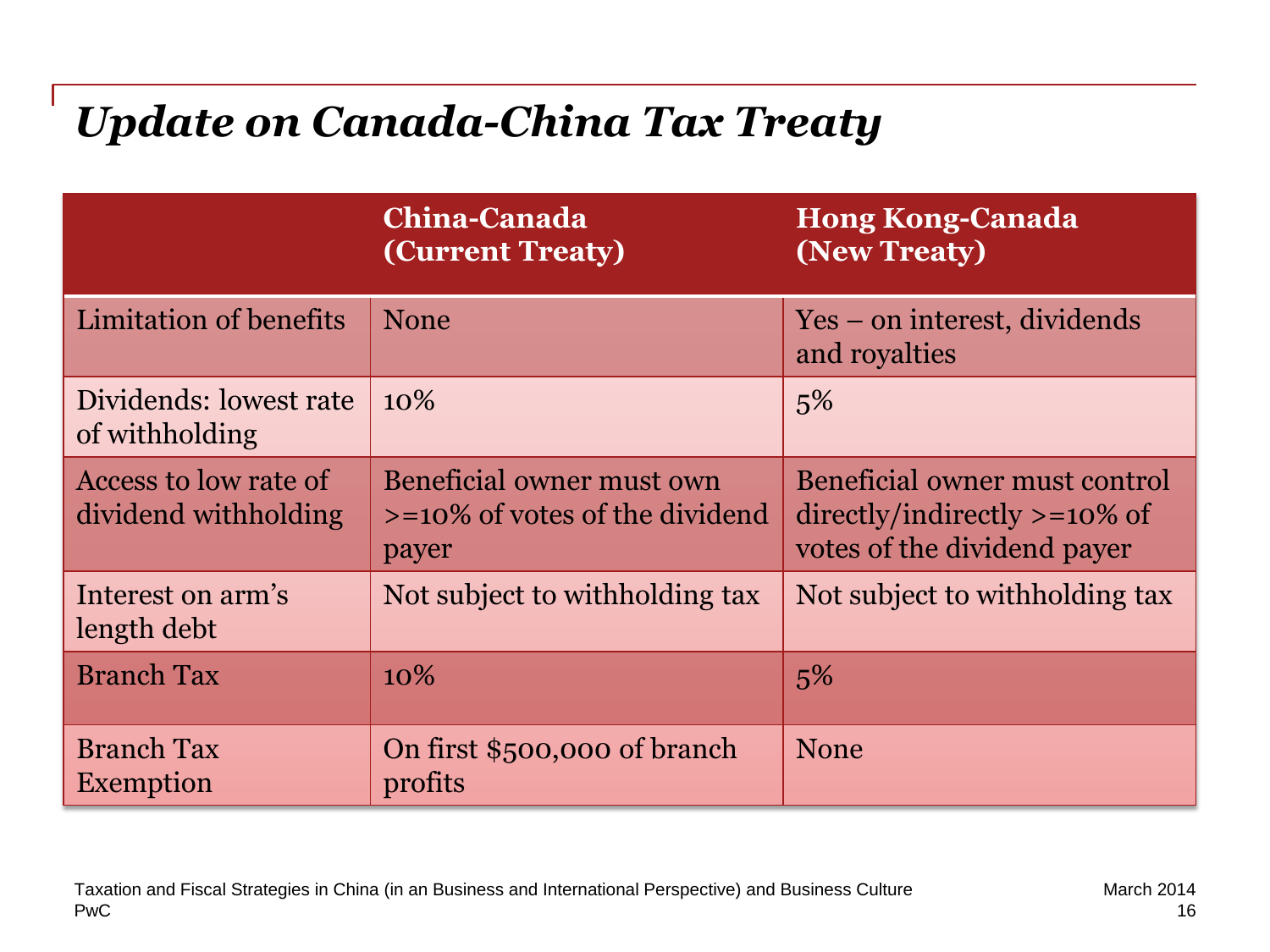# *Update on Canada-China Tax Treaty*

| | China-Canada (Current Treaty) | Hong Kong-Canada (New Treaty) |
|---|---|---|
| Limitation of benefits | None | Yes – on interest, dividends and royalties |
| Dividends: lowest rate of withholding | 10% | 5% |
| Access to low rate of dividend withholding | Beneficial owner must own >=10% of votes of the dividend payer | Beneficial owner must control directly/indirectly >=10% of votes of the dividend payer |
| Interest on arm's length debt | Not subject to withholding tax | Not subject to withholding tax |
| Branch Tax | 10% | 5% |
| Branch Tax Exemption | On first $500,000 of branch profits | None |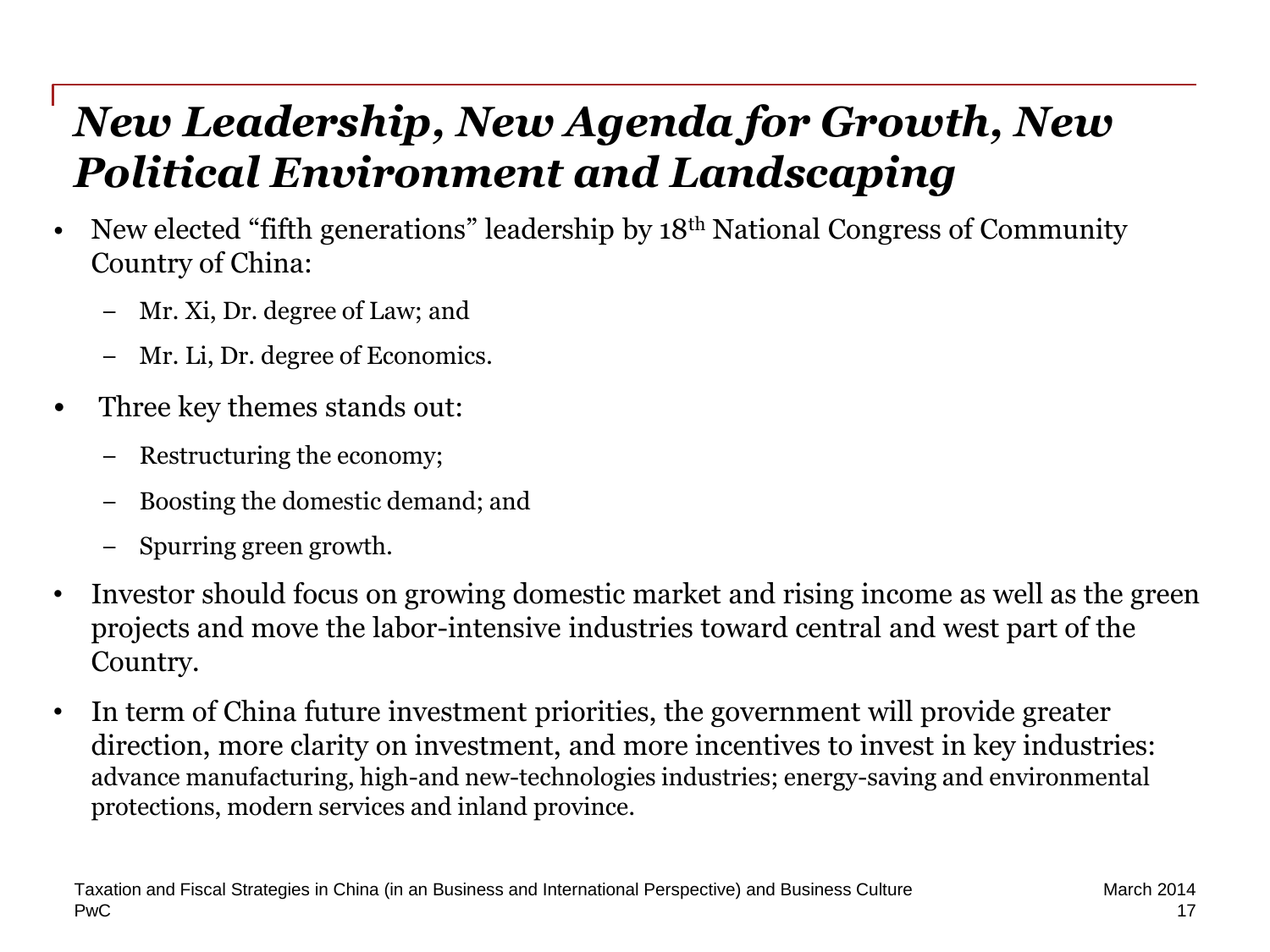# *New Leadership, New Agenda for Growth, New Political Environment and Landscaping*

- New elected "fifth generations" leadership by 18th National Congress of Community Country of China:
  - Mr. Xi, Dr. degree of Law; and
  - Mr. Li, Dr. degree of Economics.
- Three key themes stands out:
  - Restructuring the economy;
  - Boosting the domestic demand; and
  - Spurring green growth.
- Investor should focus on growing domestic market and rising income as well as the green projects and move the labor-intensive industries toward central and west part of the Country.
- In term of China future investment priorities, the government will provide greater direction, more clarity on investment, and more incentives to invest in key industries: advance manufacturing, high-and new-technologies industries; energy-saving and environmental protections, modern services and inland province.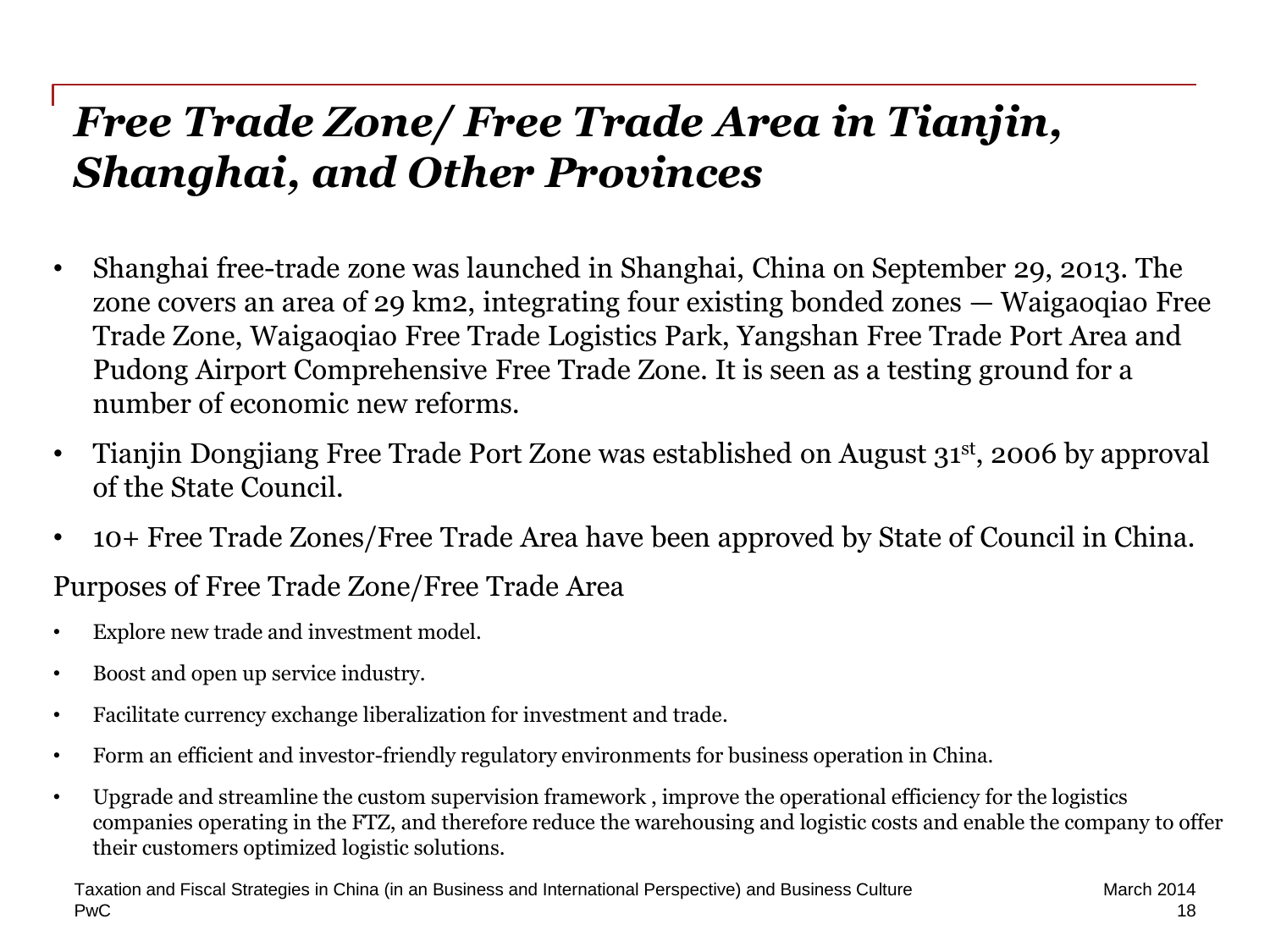# *Free Trade Zone/ Free Trade Area in Tianjin, Shanghai, and Other Provinces*

- Shanghai free-trade zone was launched in Shanghai, China on September 29, 2013. The zone covers an area of 29 km2, integrating four existing bonded zones — Waigaoqiao Free Trade Zone, Waigaoqiao Free Trade Logistics Park, Yangshan Free Trade Port Area and Pudong Airport Comprehensive Free Trade Zone. It is seen as a testing ground for a number of economic new reforms.
- Tianjin Dongjiang Free Trade Port Zone was established on August 31st, 2006 by approval of the State Council.
- 10+ Free Trade Zones/Free Trade Area have been approved by State of Council in China.

Purposes of Free Trade Zone/Free Trade Area

- Explore new trade and investment model.
- Boost and open up service industry.
- Facilitate currency exchange liberalization for investment and trade.
- Form an efficient and investor-friendly regulatory environments for business operation in China.
- Upgrade and streamline the custom supervision framework , improve the operational efficiency for the logistics companies operating in the FTZ, and therefore reduce the warehousing and logistic costs and enable the company to offer their customers optimized logistic solutions.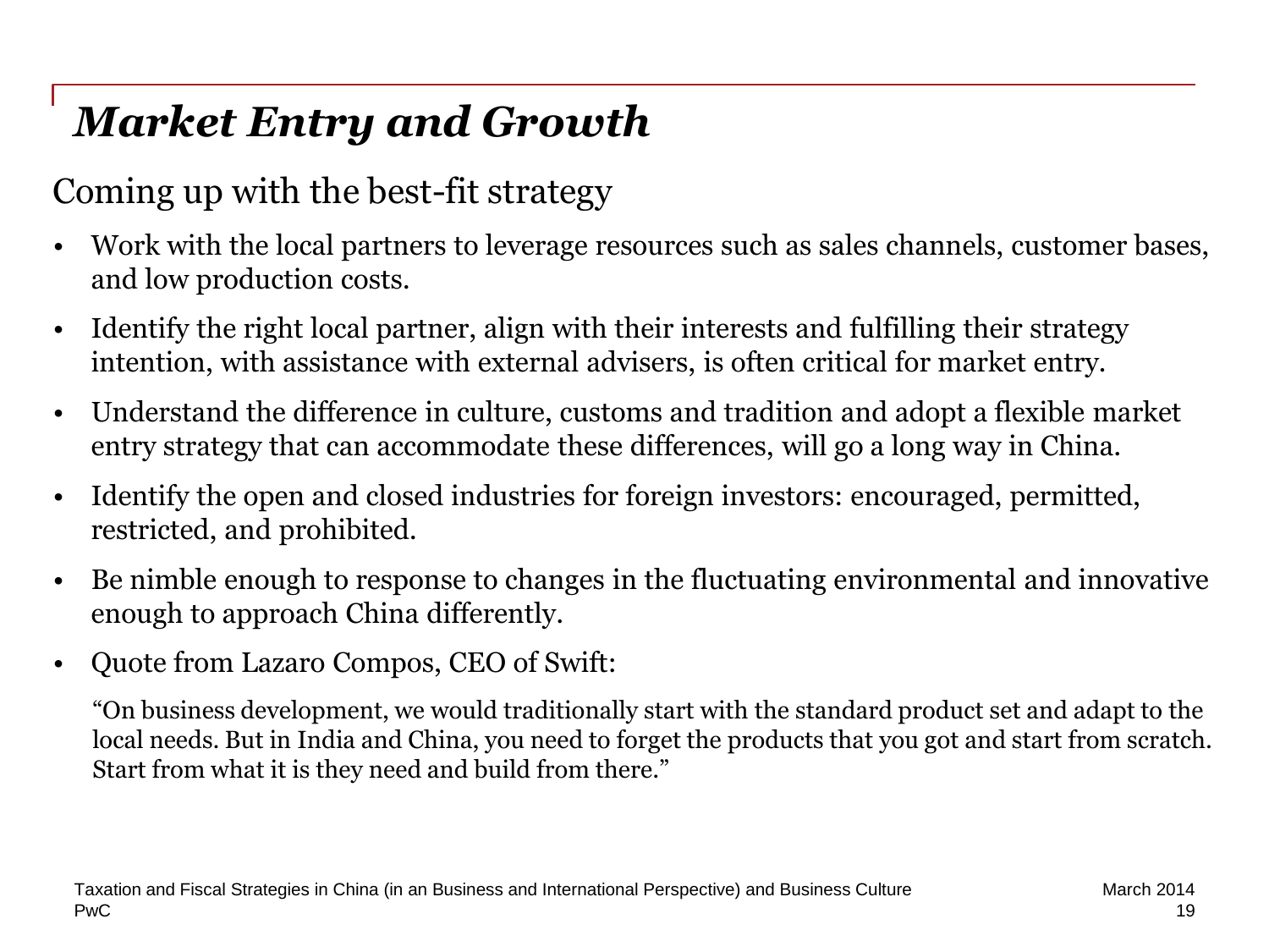# *Market Entry and Growth*

## Coming up with the best-fit strategy

- Work with the local partners to leverage resources such as sales channels, customer bases, and low production costs.
- Identify the right local partner, align with their interests and fulfilling their strategy intention, with assistance with external advisers, is often critical for market entry.
- Understand the difference in culture, customs and tradition and adopt a flexible market entry strategy that can accommodate these differences, will go a long way in China.
- Identify the open and closed industries for foreign investors: encouraged, permitted, restricted, and prohibited.
- Be nimble enough to response to changes in the fluctuating environmental and innovative enough to approach China differently.
- Quote from Lazaro Compos, CEO of Swift:

  "On business development, we would traditionally start with the standard product set and adapt to the local needs. But in India and China, you need to forget the products that you got and start from scratch. Start from what it is they need and build from there."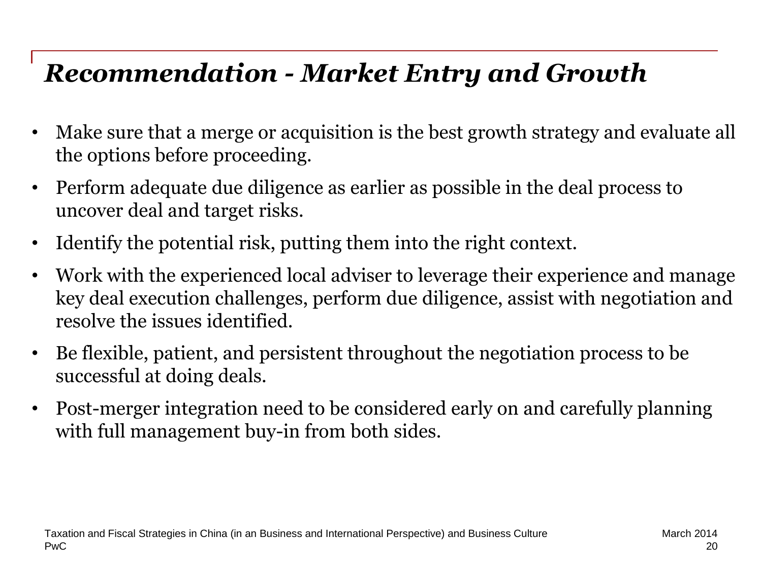# *Recommendation - Market Entry and Growth*

- Make sure that a merge or acquisition is the best growth strategy and evaluate all the options before proceeding.
- Perform adequate due diligence as earlier as possible in the deal process to uncover deal and target risks.
- Identify the potential risk, putting them into the right context.
- Work with the experienced local adviser to leverage their experience and manage key deal execution challenges, perform due diligence, assist with negotiation and resolve the issues identified.
- Be flexible, patient, and persistent throughout the negotiation process to be successful at doing deals.
- Post-merger integration need to be considered early on and carefully planning with full management buy-in from both sides.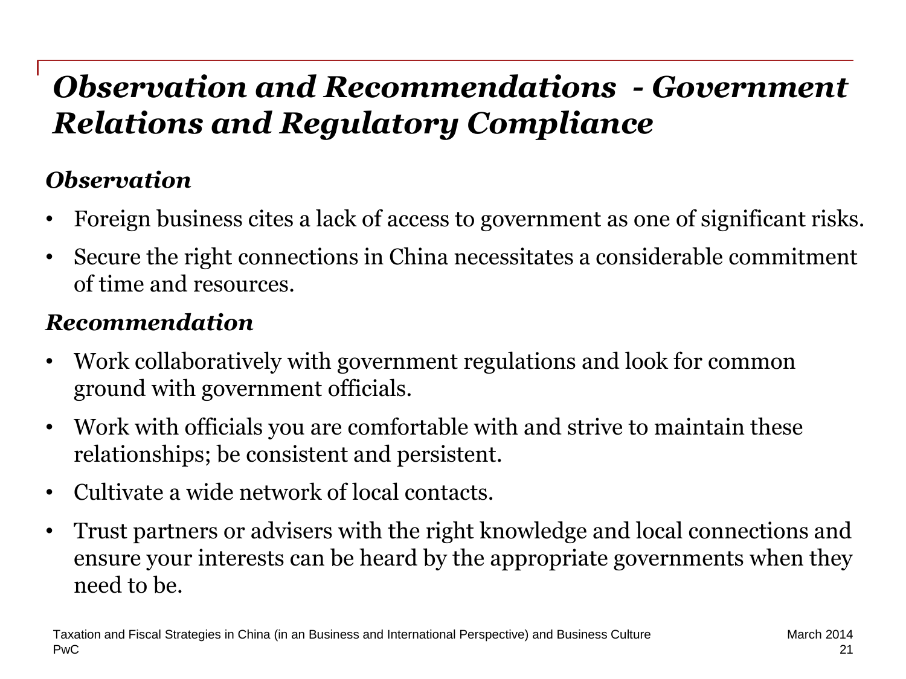# *Observation and Recommendations - Government Relations and Regulatory Compliance*

### *Observation*

- Foreign business cites a lack of access to government as one of significant risks.
- Secure the right connections in China necessitates a considerable commitment of time and resources.

### *Recommendation*

- Work collaboratively with government regulations and look for common ground with government officials.
- Work with officials you are comfortable with and strive to maintain these relationships; be consistent and persistent.
- Cultivate a wide network of local contacts.
- Trust partners or advisers with the right knowledge and local connections and ensure your interests can be heard by the appropriate governments when they need to be.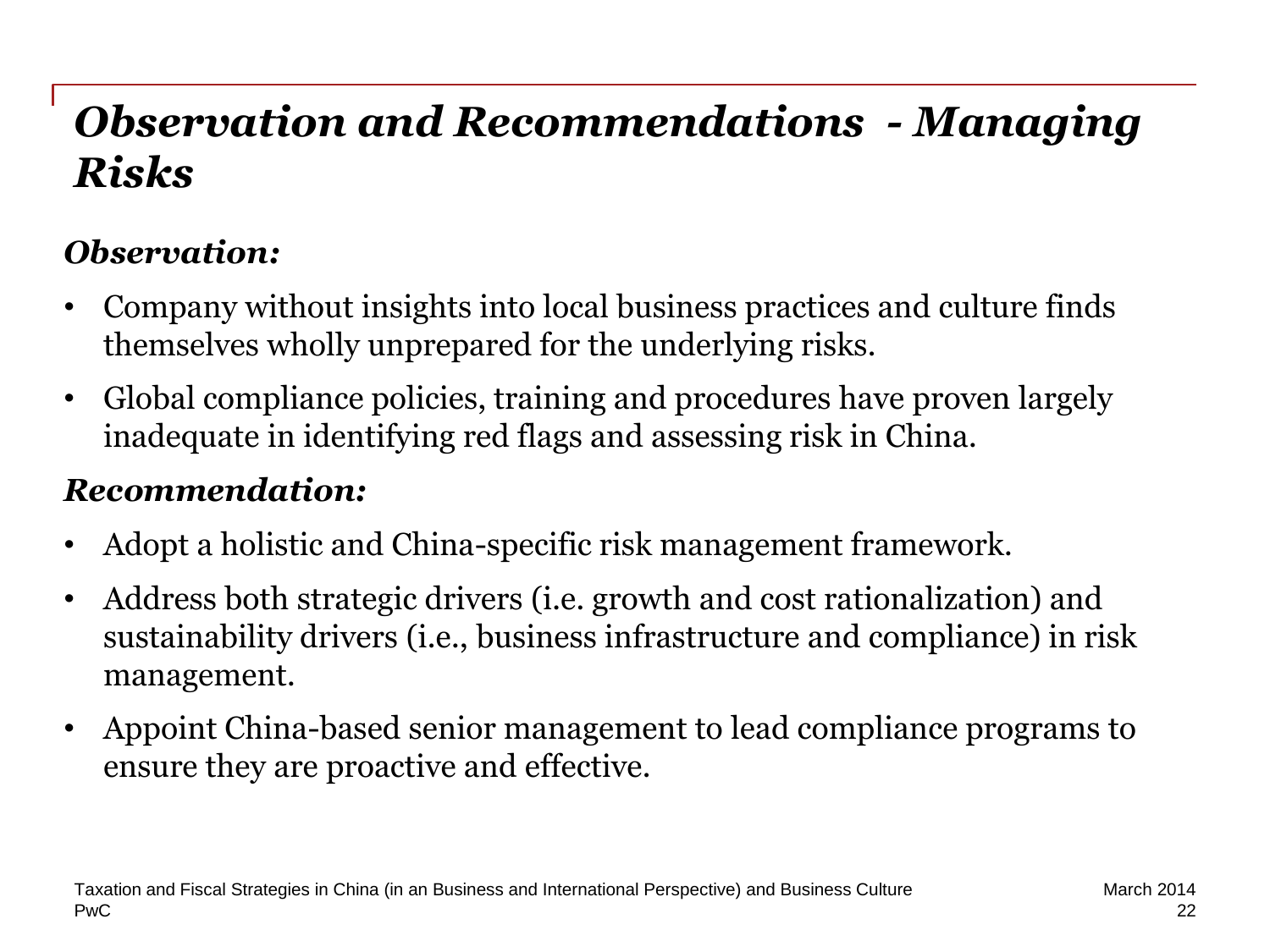# *Observation and Recommendations - Managing Risks*

### *Observation:*

- Company without insights into local business practices and culture finds themselves wholly unprepared for the underlying risks.
- Global compliance policies, training and procedures have proven largely inadequate in identifying red flags and assessing risk in China.

### *Recommendation:*

- Adopt a holistic and China-specific risk management framework.
- Address both strategic drivers (i.e. growth and cost rationalization) and sustainability drivers (i.e., business infrastructure and compliance) in risk management.
- Appoint China-based senior management to lead compliance programs to ensure they are proactive and effective.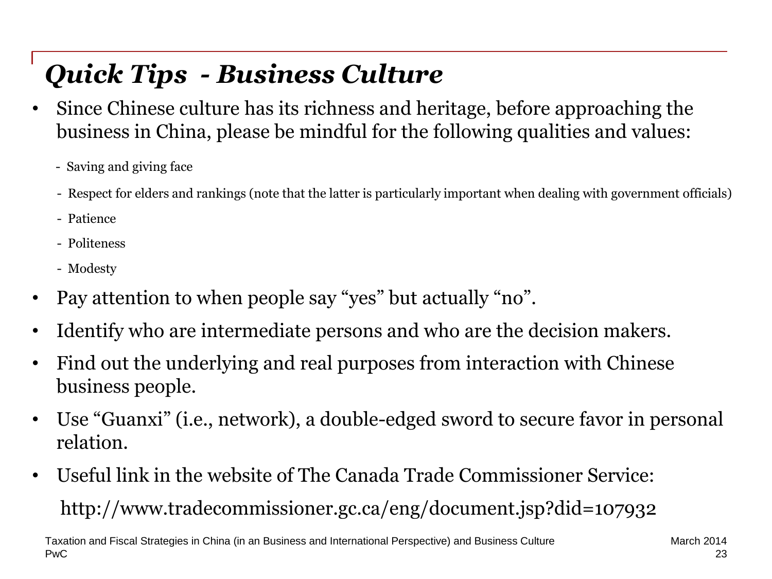# *Quick Tips - Business Culture*

- Since Chinese culture has its richness and heritage, before approaching the business in China, please be mindful for the following qualities and values:
  - Saving and giving face
  - Respect for elders and rankings (note that the latter is particularly important when dealing with government officials)
  - Patience
  - Politeness
  - Modesty
- Pay attention to when people say "yes" but actually "no".
- Identify who are intermediate persons and who are the decision makers.
- Find out the underlying and real purposes from interaction with Chinese business people.
- Use "Guanxi" (i.e., network), a double-edged sword to secure favor in personal relation.
- Useful link in the website of The Canada Trade Commissioner Service:

  http://www.tradecommissioner.gc.ca/eng/document.jsp?did=107932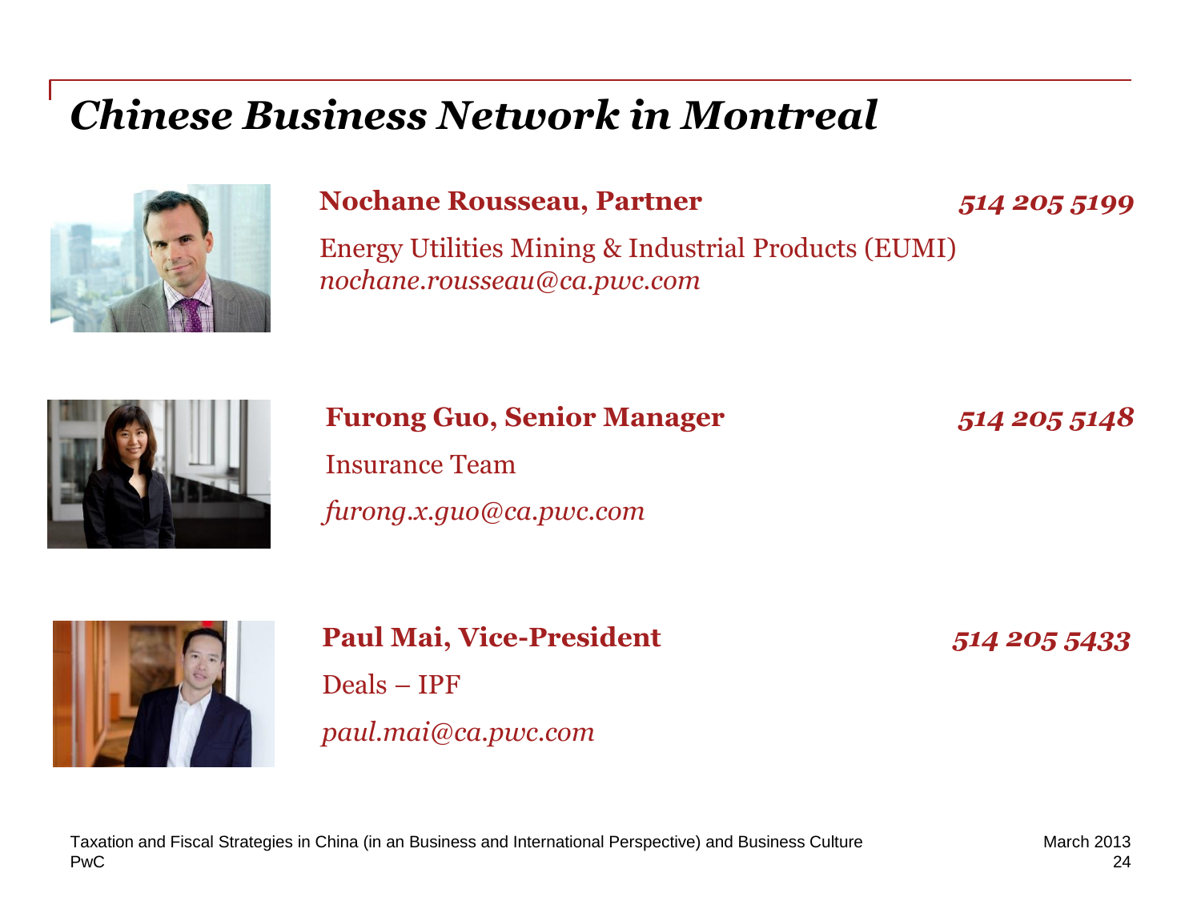# *Chinese Business Network in Montreal*

**Nochane Rousseau, Partner** ***514 205 5199***

Energy Utilities Mining & Industrial Products (EUMI)
*nochane.rousseau@ca.pwc.com*

**Furong Guo, Senior Manager** ***514 205 5148***

Insurance Team

*furong.x.guo@ca.pwc.com*

**Paul Mai, Vice-President** ***514 205 5433***

Deals – IPF

*paul.mai@ca.pwc.com*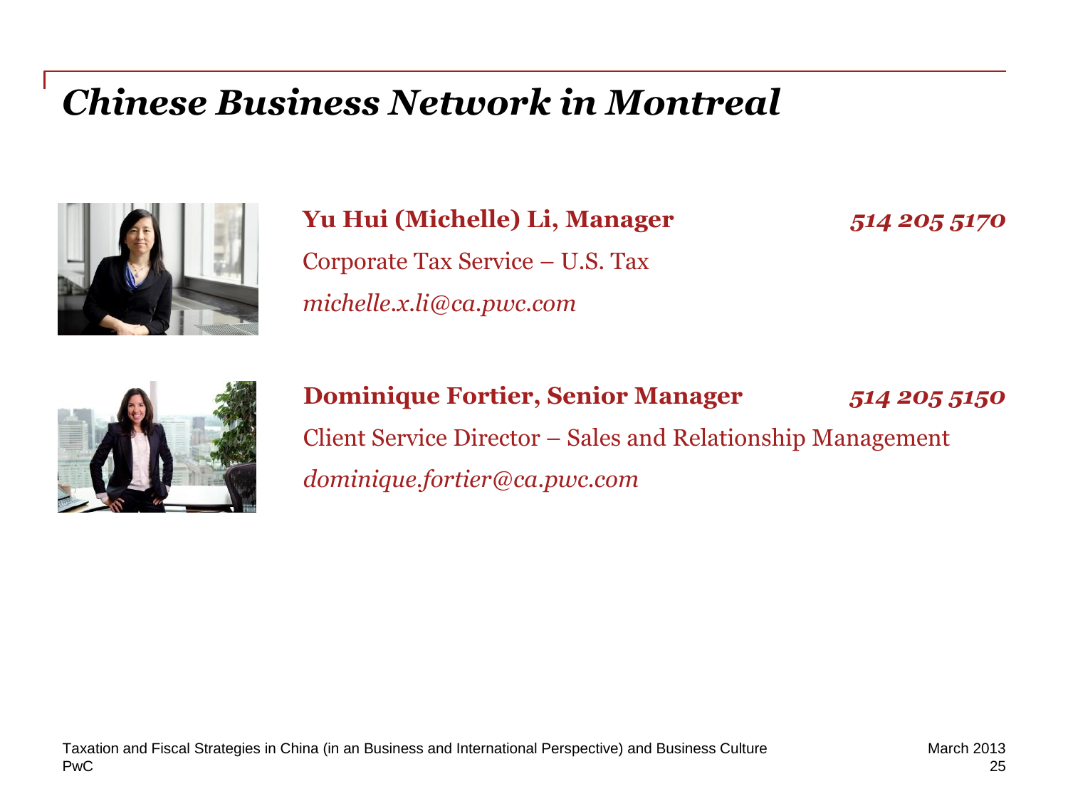# *Chinese Business Network in Montreal*

**Yu Hui (Michelle) Li, Manager** *514 205 5170*

Corporate Tax Service – U.S. Tax

*michelle.x.li@ca.pwc.com*

**Dominique Fortier, Senior Manager** *514 205 5150*

Client Service Director – Sales and Relationship Management

*dominique.fortier@ca.pwc.com*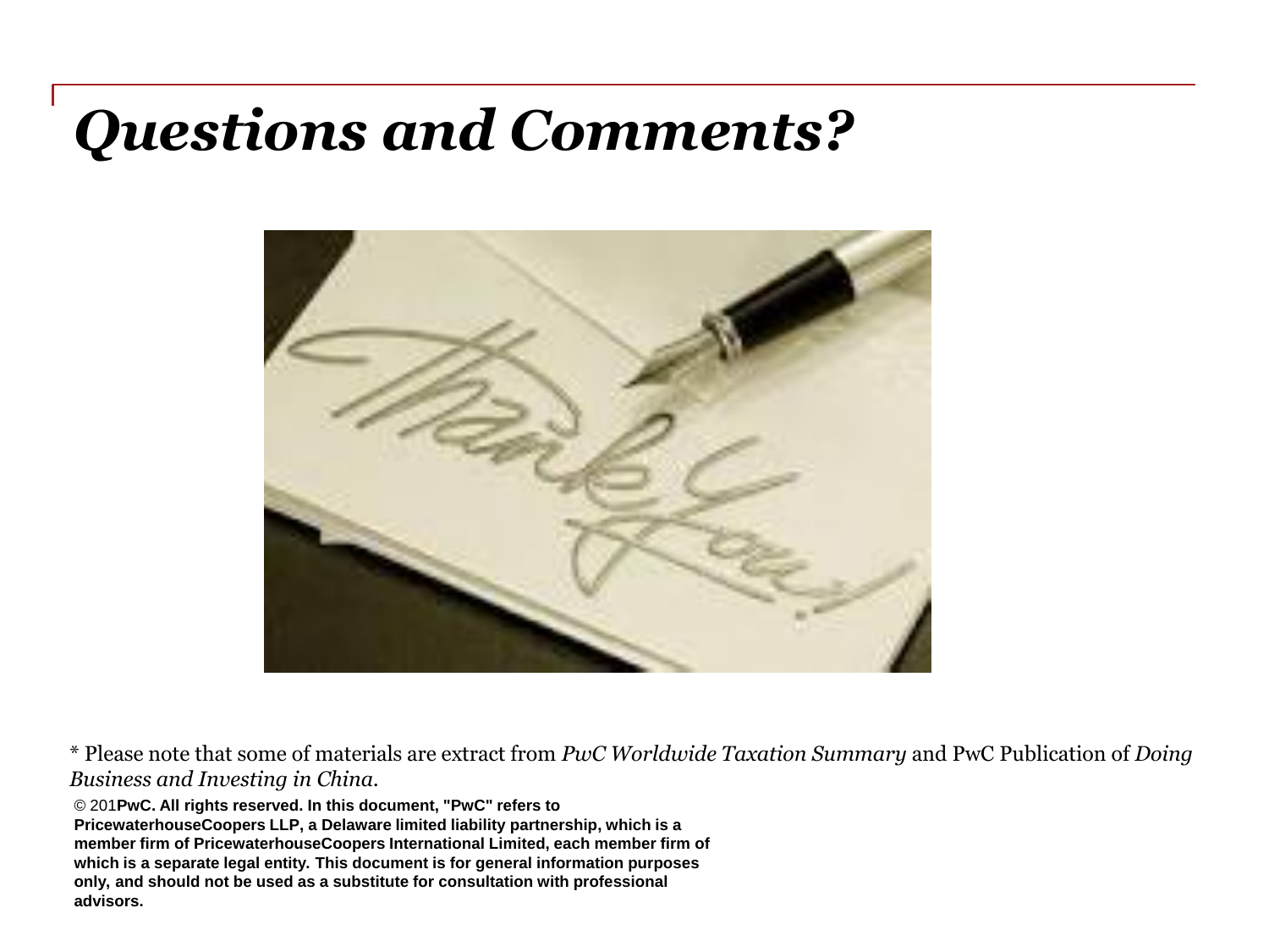# *Questions and Comments?*

\* Please note that some of materials are extract from *PwC Worldwide Taxation Summary* and PwC Publication of *Doing Business and Investing in China*.

© 201**PwC. All rights reserved. In this document, "PwC" refers to PricewaterhouseCoopers LLP, a Delaware limited liability partnership, which is a member firm of PricewaterhouseCoopers International Limited, each member firm of which is a separate legal entity. This document is for general information purposes only, and should not be used as a substitute for consultation with professional advisors.**